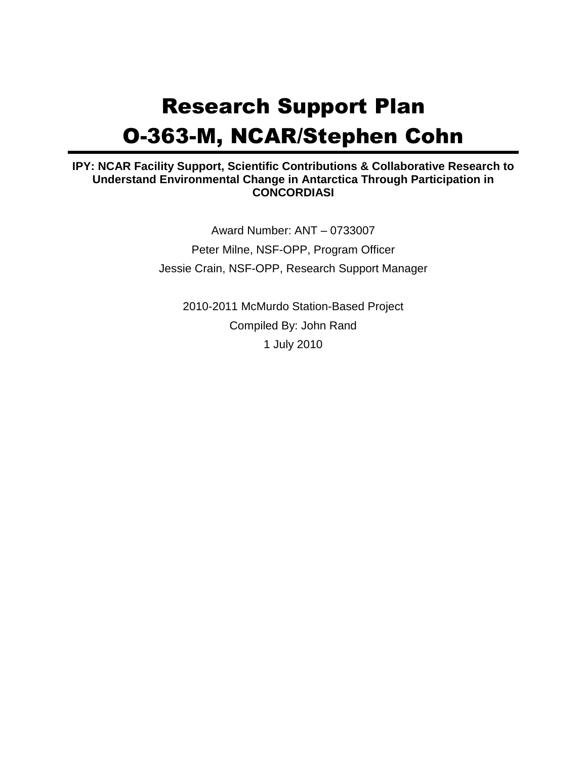# Research Support Plan
# O-363-M, NCAR/Stephen Cohn

**IPY: NCAR Facility Support, Scientific Contributions & Collaborative Research to Understand Environmental Change in Antarctica Through Participation in CONCORDIASI**

Award Number: ANT – 0733007

Peter Milne, NSF-OPP, Program Officer

Jessie Crain, NSF-OPP, Research Support Manager

2010-2011 McMurdo Station-Based Project

Compiled By: John Rand

1 July 2010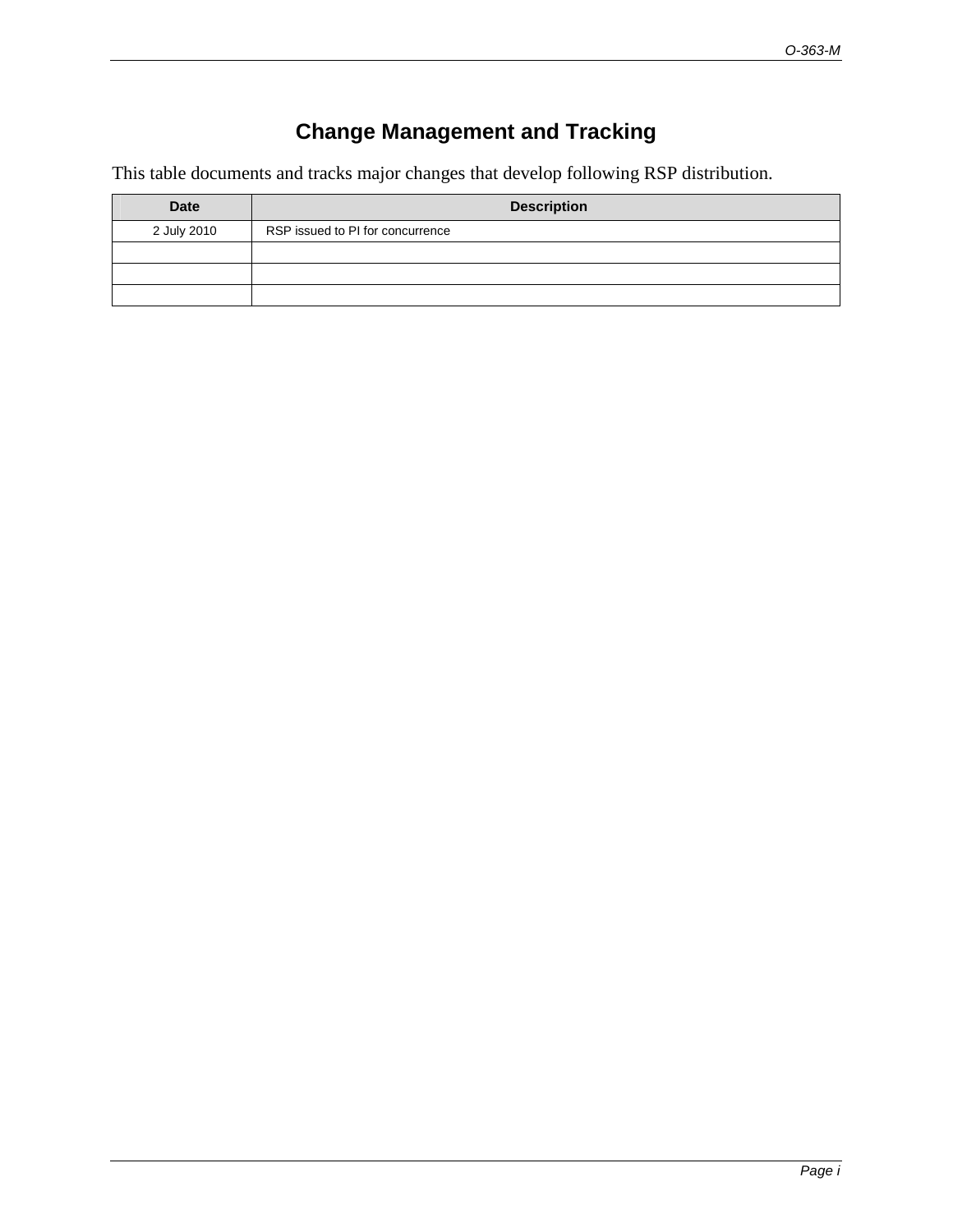# Change Management and Tracking

This table documents and tracks major changes that develop following RSP distribution.

| Date | Description |
|---|---|
| 2 July 2010 | RSP issued to PI for concurrence |
| | |
| | |
| | |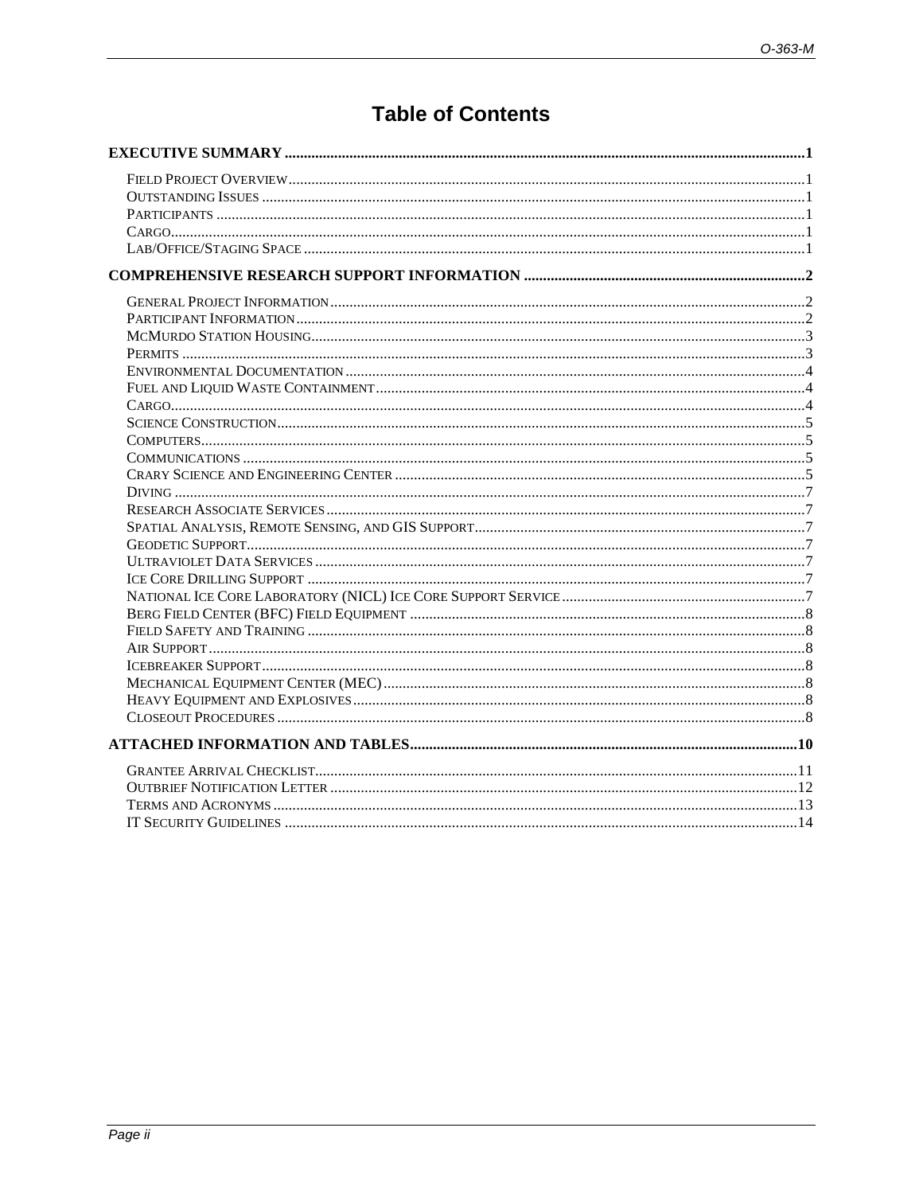# Table of Contents

**EXECUTIVE SUMMARY** ..... 1

- Field Project Overview ..... 1
- Outstanding Issues ..... 1
- Participants ..... 1
- Cargo ..... 1
- Lab/Office/Staging Space ..... 1

**COMPREHENSIVE RESEARCH SUPPORT INFORMATION** ..... 2

- General Project Information ..... 2
- Participant Information ..... 2
- McMurdo Station Housing ..... 3
- Permits ..... 3
- Environmental Documentation ..... 4
- Fuel and Liquid Waste Containment ..... 4
- Cargo ..... 4
- Science Construction ..... 5
- Computers ..... 5
- Communications ..... 5
- Crary Science and Engineering Center ..... 5
- Diving ..... 7
- Research Associate Services ..... 7
- Spatial Analysis, Remote Sensing, and GIS Support ..... 7
- Geodetic Support ..... 7
- Ultraviolet Data Services ..... 7
- Ice Core Drilling Support ..... 7
- National Ice Core Laboratory (NICL) Ice Core Support Service ..... 7
- Berg Field Center (BFC) Field Equipment ..... 8
- Field Safety and Training ..... 8
- Air Support ..... 8
- Icebreaker Support ..... 8
- Mechanical Equipment Center (MEC) ..... 8
- Heavy Equipment and Explosives ..... 8
- Closeout Procedures ..... 8

**ATTACHED INFORMATION AND TABLES** ..... 10

- Grantee Arrival Checklist ..... 11
- Outbrief Notification Letter ..... 12
- Terms and Acronyms ..... 13
- IT Security Guidelines ..... 14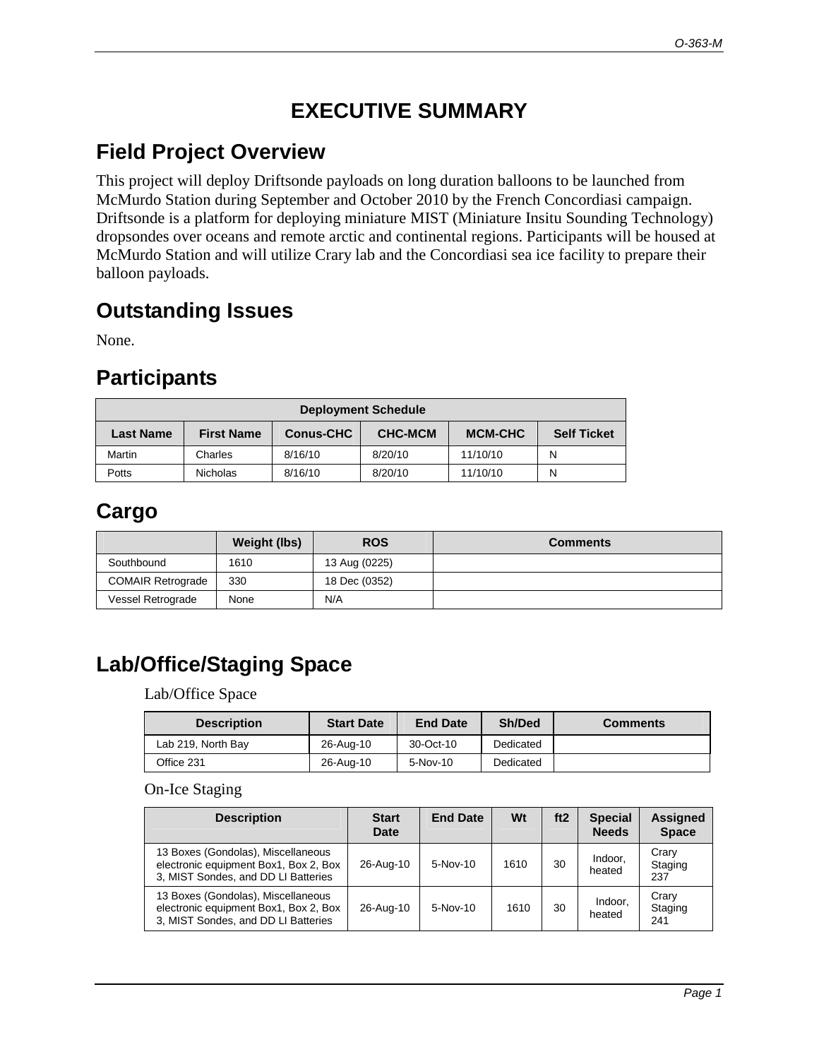# EXECUTIVE SUMMARY

## Field Project Overview

This project will deploy Driftsonde payloads on long duration balloons to be launched from McMurdo Station during September and October 2010 by the French Concordiasi campaign. Driftsonde is a platform for deploying miniature MIST (Miniature Insitu Sounding Technology) dropsondes over oceans and remote arctic and continental regions. Participants will be housed at McMurdo Station and will utilize Crary lab and the Concordiasi sea ice facility to prepare their balloon payloads.

## Outstanding Issues

None.

## Participants

| Deployment Schedule | | | | | |
|---|---|---|---|---|---|
| **Last Name** | **First Name** | **Conus-CHC** | **CHC-MCM** | **MCM-CHC** | **Self Ticket** |
| Martin | Charles | 8/16/10 | 8/20/10 | 11/10/10 | N |
| Potts | Nicholas | 8/16/10 | 8/20/10 | 11/10/10 | N |

## Cargo

| | Weight (lbs) | ROS | Comments |
|---|---|---|---|
| Southbound | 1610 | 13 Aug (0225) | |
| COMAIR Retrograde | 330 | 18 Dec (0352) | |
| Vessel Retrograde | None | N/A | |

## Lab/Office/Staging Space

Lab/Office Space

| Description | Start Date | End Date | Sh/Ded | Comments |
|---|---|---|---|---|
| Lab 219, North Bay | 26-Aug-10 | 30-Oct-10 | Dedicated | |
| Office 231 | 26-Aug-10 | 5-Nov-10 | Dedicated | |

On-Ice Staging

| Description | Start Date | End Date | Wt | ft2 | Special Needs | Assigned Space |
|---|---|---|---|---|---|---|
| 13 Boxes (Gondolas), Miscellaneous electronic equipment Box1, Box 2, Box 3, MIST Sondes, and DD LI Batteries | 26-Aug-10 | 5-Nov-10 | 1610 | 30 | Indoor, heated | Crary Staging 237 |
| 13 Boxes (Gondolas), Miscellaneous electronic equipment Box1, Box 2, Box 3, MIST Sondes, and DD LI Batteries | 26-Aug-10 | 5-Nov-10 | 1610 | 30 | Indoor, heated | Crary Staging 241 |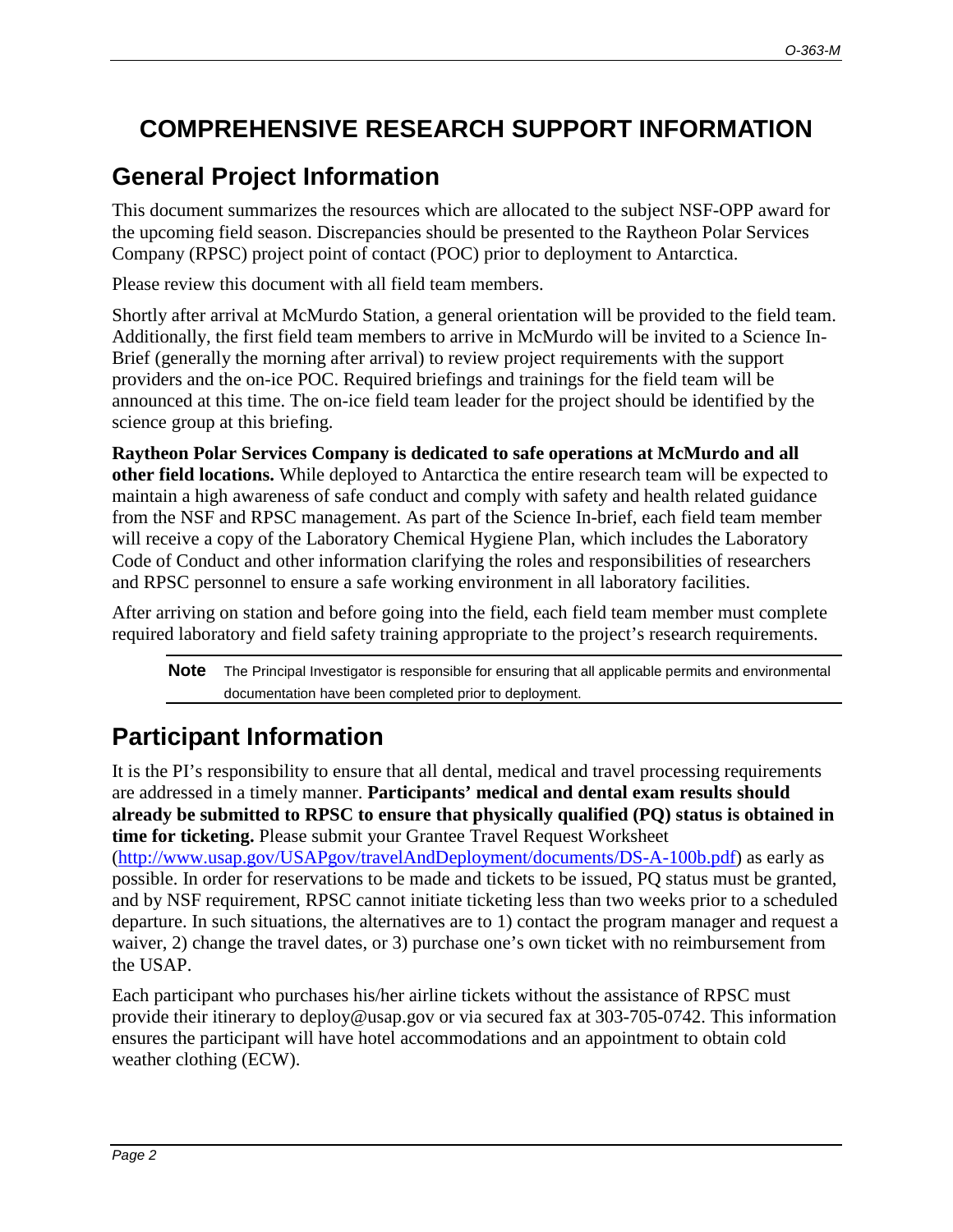# COMPREHENSIVE RESEARCH SUPPORT INFORMATION

## General Project Information

This document summarizes the resources which are allocated to the subject NSF-OPP award for the upcoming field season. Discrepancies should be presented to the Raytheon Polar Services Company (RPSC) project point of contact (POC) prior to deployment to Antarctica.

Please review this document with all field team members.

Shortly after arrival at McMurdo Station, a general orientation will be provided to the field team. Additionally, the first field team members to arrive in McMurdo will be invited to a Science In-Brief (generally the morning after arrival) to review project requirements with the support providers and the on-ice POC. Required briefings and trainings for the field team will be announced at this time. The on-ice field team leader for the project should be identified by the science group at this briefing.

**Raytheon Polar Services Company is dedicated to safe operations at McMurdo and all other field locations.** While deployed to Antarctica the entire research team will be expected to maintain a high awareness of safe conduct and comply with safety and health related guidance from the NSF and RPSC management. As part of the Science In-brief, each field team member will receive a copy of the Laboratory Chemical Hygiene Plan, which includes the Laboratory Code of Conduct and other information clarifying the roles and responsibilities of researchers and RPSC personnel to ensure a safe working environment in all laboratory facilities.

After arriving on station and before going into the field, each field team member must complete required laboratory and field safety training appropriate to the project's research requirements.

> **Note** The Principal Investigator is responsible for ensuring that all applicable permits and environmental documentation have been completed prior to deployment.

## Participant Information

It is the PI's responsibility to ensure that all dental, medical and travel processing requirements are addressed in a timely manner. **Participants' medical and dental exam results should already be submitted to RPSC to ensure that physically qualified (PQ) status is obtained in time for ticketing.** Please submit your Grantee Travel Request Worksheet (http://www.usap.gov/USAPgov/travelAndDeployment/documents/DS-A-100b.pdf) as early as possible. In order for reservations to be made and tickets to be issued, PQ status must be granted, and by NSF requirement, RPSC cannot initiate ticketing less than two weeks prior to a scheduled departure. In such situations, the alternatives are to 1) contact the program manager and request a waiver, 2) change the travel dates, or 3) purchase one's own ticket with no reimbursement from the USAP.

Each participant who purchases his/her airline tickets without the assistance of RPSC must provide their itinerary to deploy@usap.gov or via secured fax at 303-705-0742. This information ensures the participant will have hotel accommodations and an appointment to obtain cold weather clothing (ECW).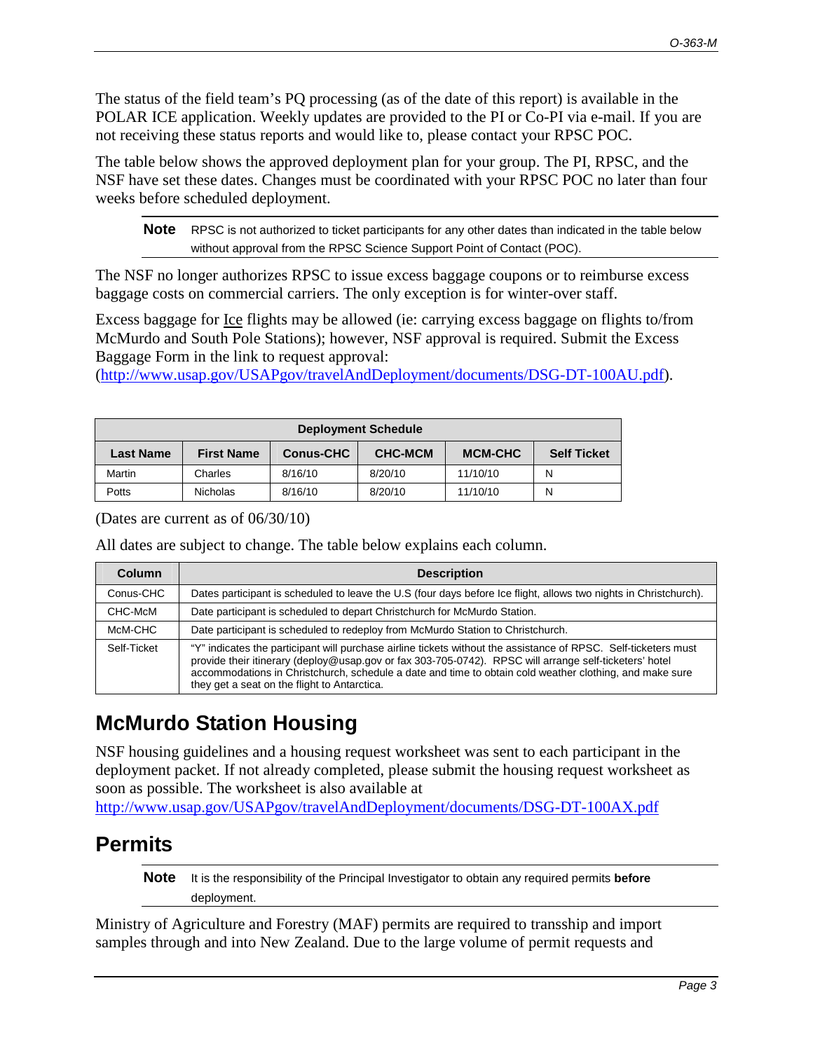The status of the field team's PQ processing (as of the date of this report) is available in the POLAR ICE application. Weekly updates are provided to the PI or Co-PI via e-mail. If you are not receiving these status reports and would like to, please contact your RPSC POC.

The table below shows the approved deployment plan for your group. The PI, RPSC, and the NSF have set these dates. Changes must be coordinated with your RPSC POC no later than four weeks before scheduled deployment.

> **Note** RPSC is not authorized to ticket participants for any other dates than indicated in the table below without approval from the RPSC Science Support Point of Contact (POC).

The NSF no longer authorizes RPSC to issue excess baggage coupons or to reimburse excess baggage costs on commercial carriers. The only exception is for winter-over staff.

Excess baggage for Ice flights may be allowed (ie: carrying excess baggage on flights to/from McMurdo and South Pole Stations); however, NSF approval is required. Submit the Excess Baggage Form in the link to request approval:
(http://www.usap.gov/USAPgov/travelAndDeployment/documents/DSG-DT-100AU.pdf).

| Deployment Schedule | | | | | |
|---|---|---|---|---|---|
| **Last Name** | **First Name** | **Conus-CHC** | **CHC-MCM** | **MCM-CHC** | **Self Ticket** |
| Martin | Charles | 8/16/10 | 8/20/10 | 11/10/10 | N |
| Potts | Nicholas | 8/16/10 | 8/20/10 | 11/10/10 | N |

(Dates are current as of 06/30/10)

All dates are subject to change. The table below explains each column.

| Column | Description |
|---|---|
| Conus-CHC | Dates participant is scheduled to leave the U.S (four days before Ice flight, allows two nights in Christchurch). |
| CHC-McM | Date participant is scheduled to depart Christchurch for McMurdo Station. |
| McM-CHC | Date participant is scheduled to redeploy from McMurdo Station to Christchurch. |
| Self-Ticket | "Y" indicates the participant will purchase airline tickets without the assistance of RPSC. Self-ticketers must provide their itinerary (deploy@usap.gov or fax 303-705-0742). RPSC will arrange self-ticketers' hotel accommodations in Christchurch, schedule a date and time to obtain cold weather clothing, and make sure they get a seat on the flight to Antarctica. |

## McMurdo Station Housing

NSF housing guidelines and a housing request worksheet was sent to each participant in the deployment packet. If not already completed, please submit the housing request worksheet as soon as possible. The worksheet is also available at
http://www.usap.gov/USAPgov/travelAndDeployment/documents/DSG-DT-100AX.pdf

## Permits

> **Note** It is the responsibility of the Principal Investigator to obtain any required permits **before** deployment.

Ministry of Agriculture and Forestry (MAF) permits are required to tranship and import samples through and into New Zealand. Due to the large volume of permit requests and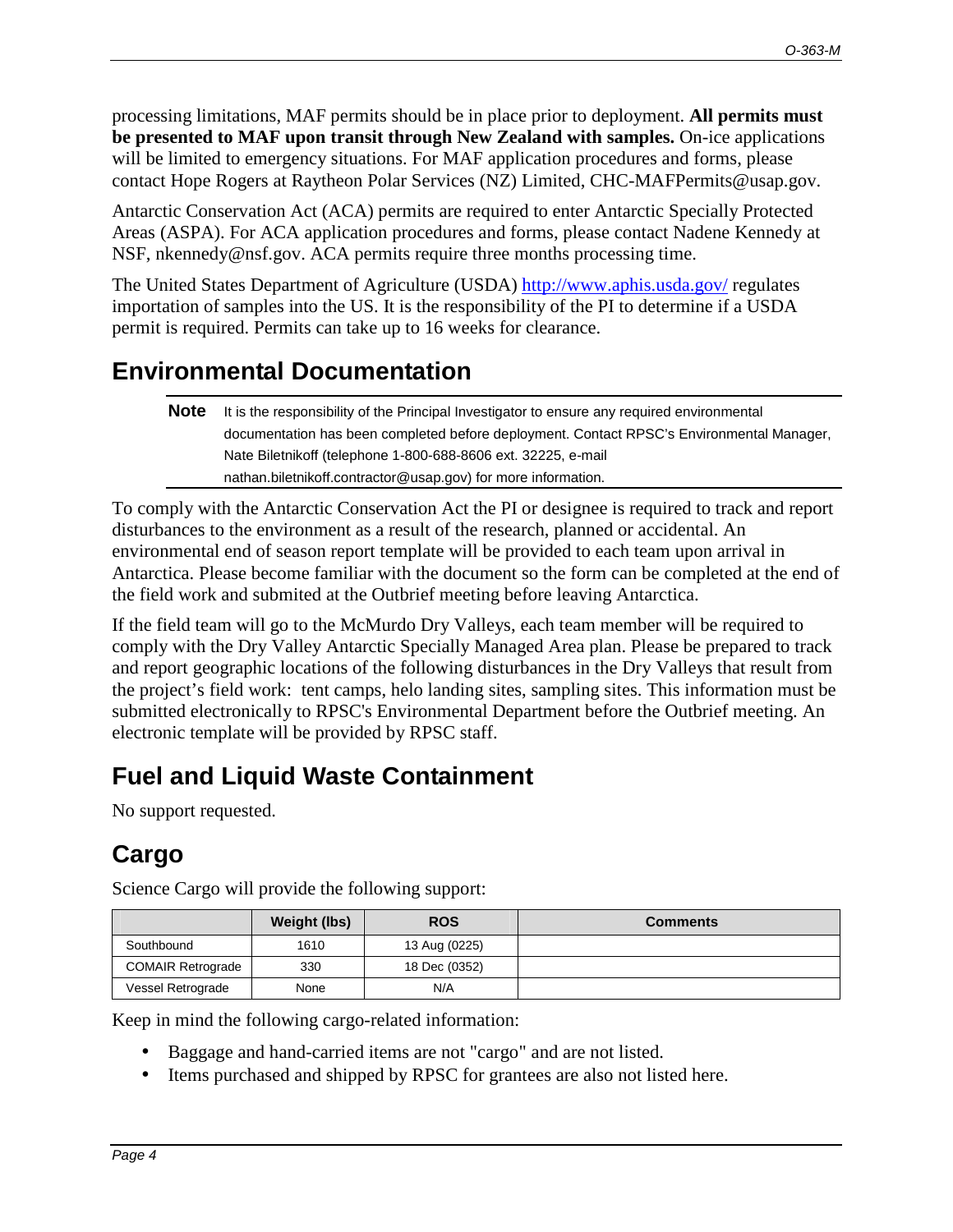processing limitations, MAF permits should be in place prior to deployment. **All permits must be presented to MAF upon transit through New Zealand with samples.** On-ice applications will be limited to emergency situations. For MAF application procedures and forms, please contact Hope Rogers at Raytheon Polar Services (NZ) Limited, CHC-MAFPermits@usap.gov.

Antarctic Conservation Act (ACA) permits are required to enter Antarctic Specially Protected Areas (ASPA). For ACA application procedures and forms, please contact Nadene Kennedy at NSF, nkennedy@nsf.gov. ACA permits require three months processing time.

The United States Department of Agriculture (USDA) http://www.aphis.usda.gov/ regulates importation of samples into the US. It is the responsibility of the PI to determine if a USDA permit is required. Permits can take up to 16 weeks for clearance.

## Environmental Documentation

**Note** It is the responsibility of the Principal Investigator to ensure any required environmental documentation has been completed before deployment. Contact RPSC's Environmental Manager, Nate Biletnikoff (telephone 1-800-688-8606 ext. 32225, e-mail nathan.biletnikoff.contractor@usap.gov) for more information.

To comply with the Antarctic Conservation Act the PI or designee is required to track and report disturbances to the environment as a result of the research, planned or accidental. An environmental end of season report template will be provided to each team upon arrival in Antarctica. Please become familiar with the document so the form can be completed at the end of the field work and submited at the Outbrief meeting before leaving Antarctica.

If the field team will go to the McMurdo Dry Valleys, each team member will be required to comply with the Dry Valley Antarctic Specially Managed Area plan. Please be prepared to track and report geographic locations of the following disturbances in the Dry Valleys that result from the project's field work: tent camps, helo landing sites, sampling sites. This information must be submitted electronically to RPSC's Environmental Department before the Outbrief meeting. An electronic template will be provided by RPSC staff.

## Fuel and Liquid Waste Containment

No support requested.

## Cargo

Science Cargo will provide the following support:

| | Weight (lbs) | ROS | Comments |
|---|---|---|---|
| Southbound | 1610 | 13 Aug (0225) | |
| COMAIR Retrograde | 330 | 18 Dec (0352) | |
| Vessel Retrograde | None | N/A | |

Keep in mind the following cargo-related information:

- Baggage and hand-carried items are not "cargo" and are not listed.
- Items purchased and shipped by RPSC for grantees are also not listed here.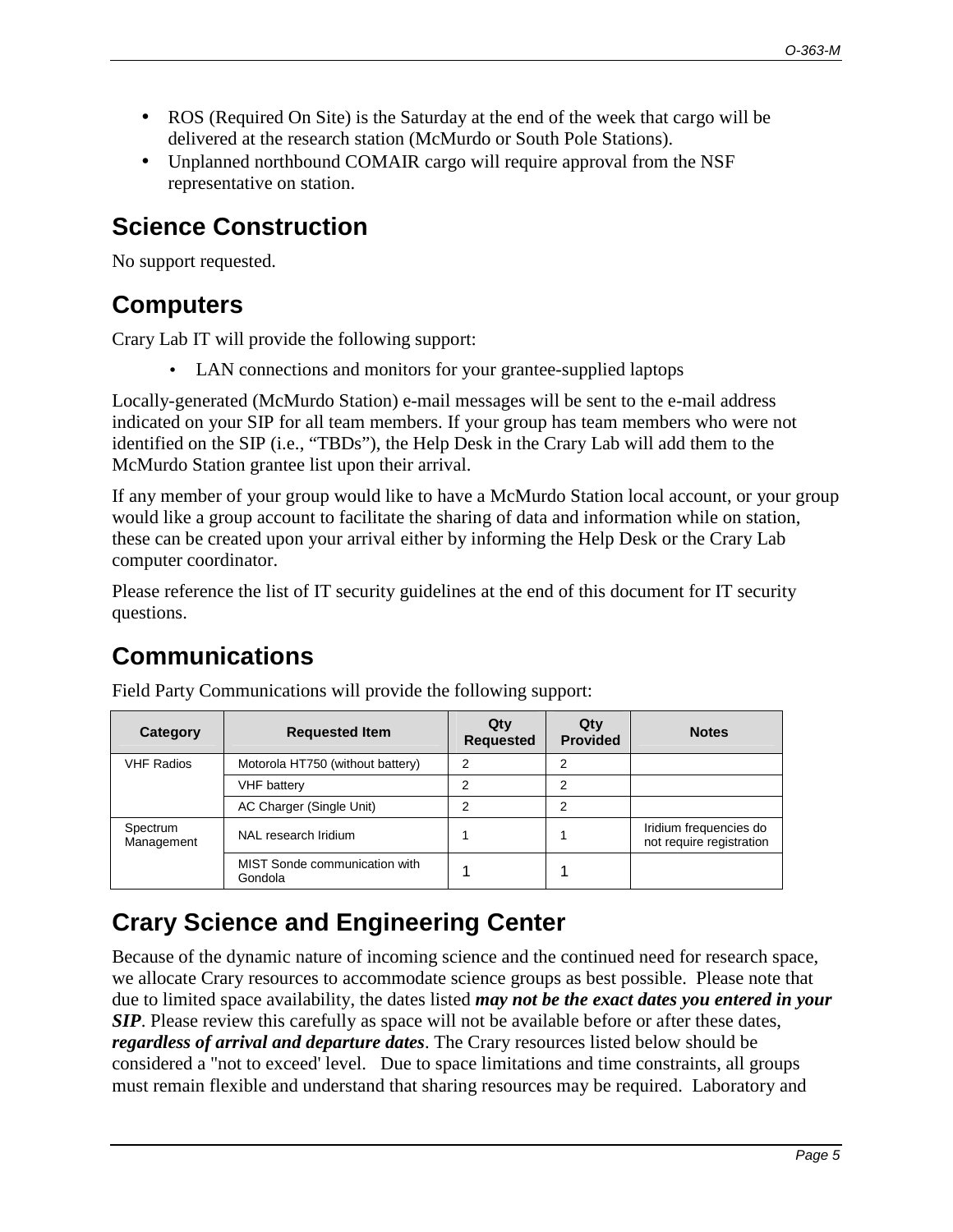- ROS (Required On Site) is the Saturday at the end of the week that cargo will be delivered at the research station (McMurdo or South Pole Stations).
- Unplanned northbound COMAIR cargo will require approval from the NSF representative on station.

## Science Construction

No support requested.

## Computers

Crary Lab IT will provide the following support:

- LAN connections and monitors for your grantee-supplied laptops

Locally-generated (McMurdo Station) e-mail messages will be sent to the e-mail address indicated on your SIP for all team members. If your group has team members who were not identified on the SIP (i.e., “TBDs”), the Help Desk in the Crary Lab will add them to the McMurdo Station grantee list upon their arrival.

If any member of your group would like to have a McMurdo Station local account, or your group would like a group account to facilitate the sharing of data and information while on station, these can be created upon your arrival either by informing the Help Desk or the Crary Lab computer coordinator.

Please reference the list of IT security guidelines at the end of this document for IT security questions.

## Communications

Field Party Communications will provide the following support:

| Category | Requested Item | Qty Requested | Qty Provided | Notes |
|---|---|---|---|---|
| VHF Radios | Motorola HT750 (without battery) | 2 | 2 | |
| | VHF battery | 2 | 2 | |
| | AC Charger (Single Unit) | 2 | 2 | |
| Spectrum Management | NAL research Iridium | 1 | 1 | Iridium frequencies do not require registration |
| | MIST Sonde communication with Gondola | 1 | 1 | |

## Crary Science and Engineering Center

Because of the dynamic nature of incoming science and the continued need for research space, we allocate Crary resources to accommodate science groups as best possible. Please note that due to limited space availability, the dates listed ***may not be the exact dates you entered in your SIP***. Please review this carefully as space will not be available before or after these dates, ***regardless of arrival and departure dates***. The Crary resources listed below should be considered a "not to exceed' level. Due to space limitations and time constraints, all groups must remain flexible and understand that sharing resources may be required. Laboratory and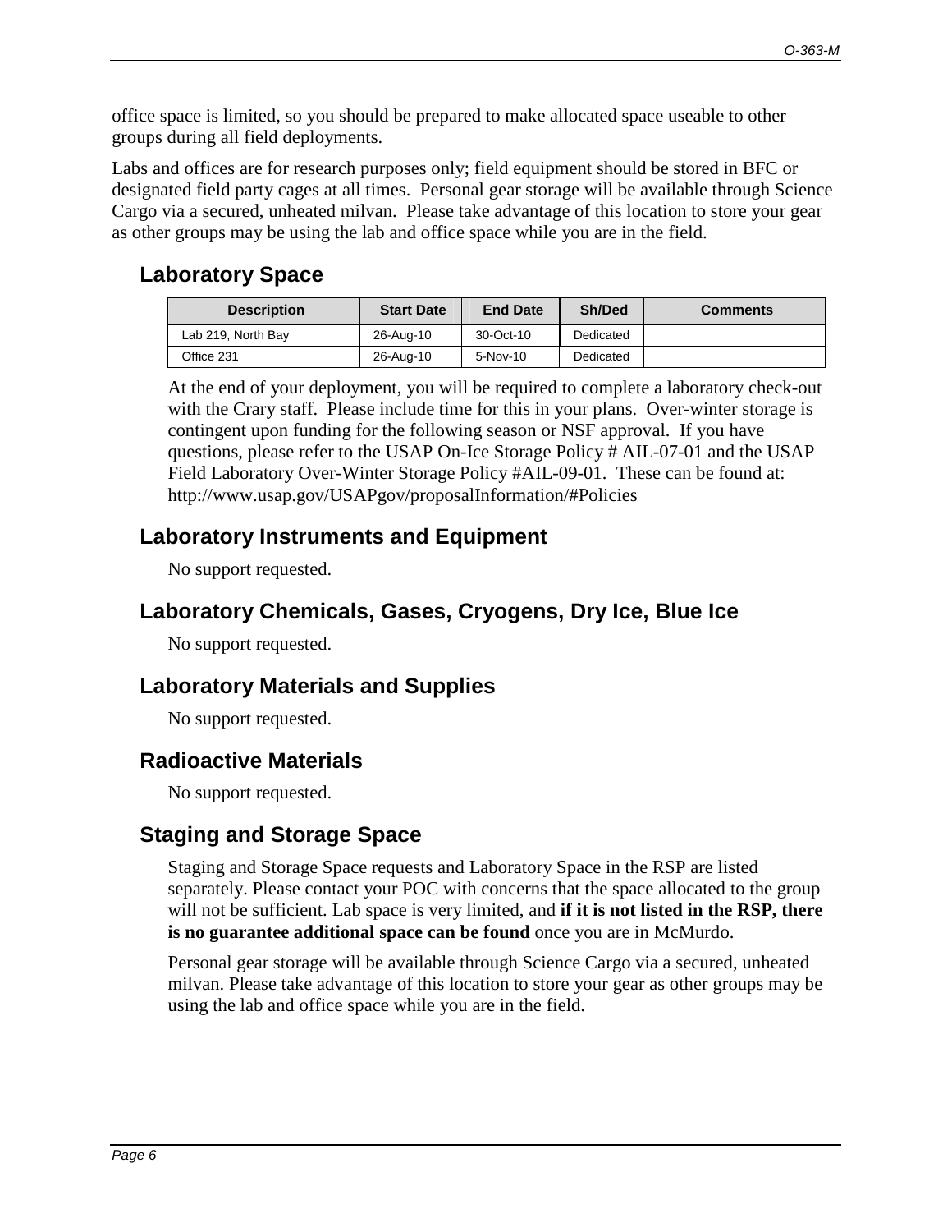office space is limited, so you should be prepared to make allocated space useable to other groups during all field deployments.

Labs and offices are for research purposes only; field equipment should be stored in BFC or designated field party cages at all times. Personal gear storage will be available through Science Cargo via a secured, unheated milvan. Please take advantage of this location to store your gear as other groups may be using the lab and office space while you are in the field.

## Laboratory Space

| Description | Start Date | End Date | Sh/Ded | Comments |
|---|---|---|---|---|
| Lab 219, North Bay | 26-Aug-10 | 30-Oct-10 | Dedicated | |
| Office 231 | 26-Aug-10 | 5-Nov-10 | Dedicated | |

At the end of your deployment, you will be required to complete a laboratory check-out with the Crary staff. Please include time for this in your plans. Over-winter storage is contingent upon funding for the following season or NSF approval. If you have questions, please refer to the USAP On-Ice Storage Policy # AIL-07-01 and the USAP Field Laboratory Over-Winter Storage Policy #AIL-09-01. These can be found at: http://www.usap.gov/USAPgov/proposalInformation/#Policies

## Laboratory Instruments and Equipment

No support requested.

## Laboratory Chemicals, Gases, Cryogens, Dry Ice, Blue Ice

No support requested.

## Laboratory Materials and Supplies

No support requested.

## Radioactive Materials

No support requested.

## Staging and Storage Space

Staging and Storage Space requests and Laboratory Space in the RSP are listed separately. Please contact your POC with concerns that the space allocated to the group will not be sufficient. Lab space is very limited, and **if it is not listed in the RSP, there is no guarantee additional space can be found** once you are in McMurdo.

Personal gear storage will be available through Science Cargo via a secured, unheated milvan. Please take advantage of this location to store your gear as other groups may be using the lab and office space while you are in the field.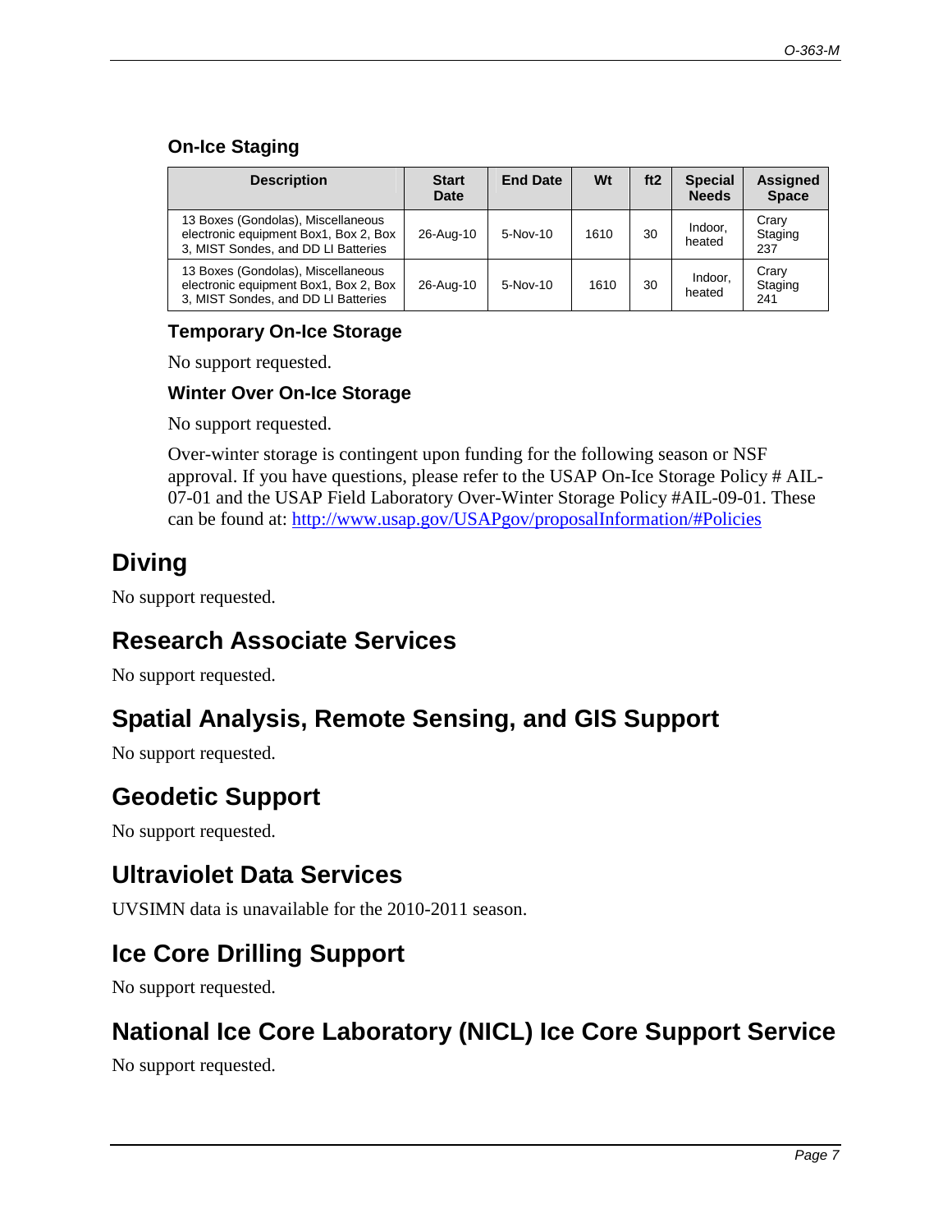### On-Ice Staging

| Description | Start Date | End Date | Wt | ft2 | Special Needs | Assigned Space |
|---|---|---|---|---|---|---|
| 13 Boxes (Gondolas), Miscellaneous electronic equipment Box1, Box 2, Box 3, MIST Sondes, and DD LI Batteries | 26-Aug-10 | 5-Nov-10 | 1610 | 30 | Indoor, heated | Crary Staging 237 |
| 13 Boxes (Gondolas), Miscellaneous electronic equipment Box1, Box 2, Box 3, MIST Sondes, and DD LI Batteries | 26-Aug-10 | 5-Nov-10 | 1610 | 30 | Indoor, heated | Crary Staging 241 |

### Temporary On-Ice Storage

No support requested.

### Winter Over On-Ice Storage

No support requested.

Over-winter storage is contingent upon funding for the following season or NSF approval. If you have questions, please refer to the USAP On-Ice Storage Policy # AIL-07-01 and the USAP Field Laboratory Over-Winter Storage Policy #AIL-09-01. These can be found at: http://www.usap.gov/USAPgov/proposalInformation/#Policies

## Diving

No support requested.

## Research Associate Services

No support requested.

## Spatial Analysis, Remote Sensing, and GIS Support

No support requested.

## Geodetic Support

No support requested.

## Ultraviolet Data Services

UVSIMN data is unavailable for the 2010-2011 season.

## Ice Core Drilling Support

No support requested.

## National Ice Core Laboratory (NICL) Ice Core Support Service

No support requested.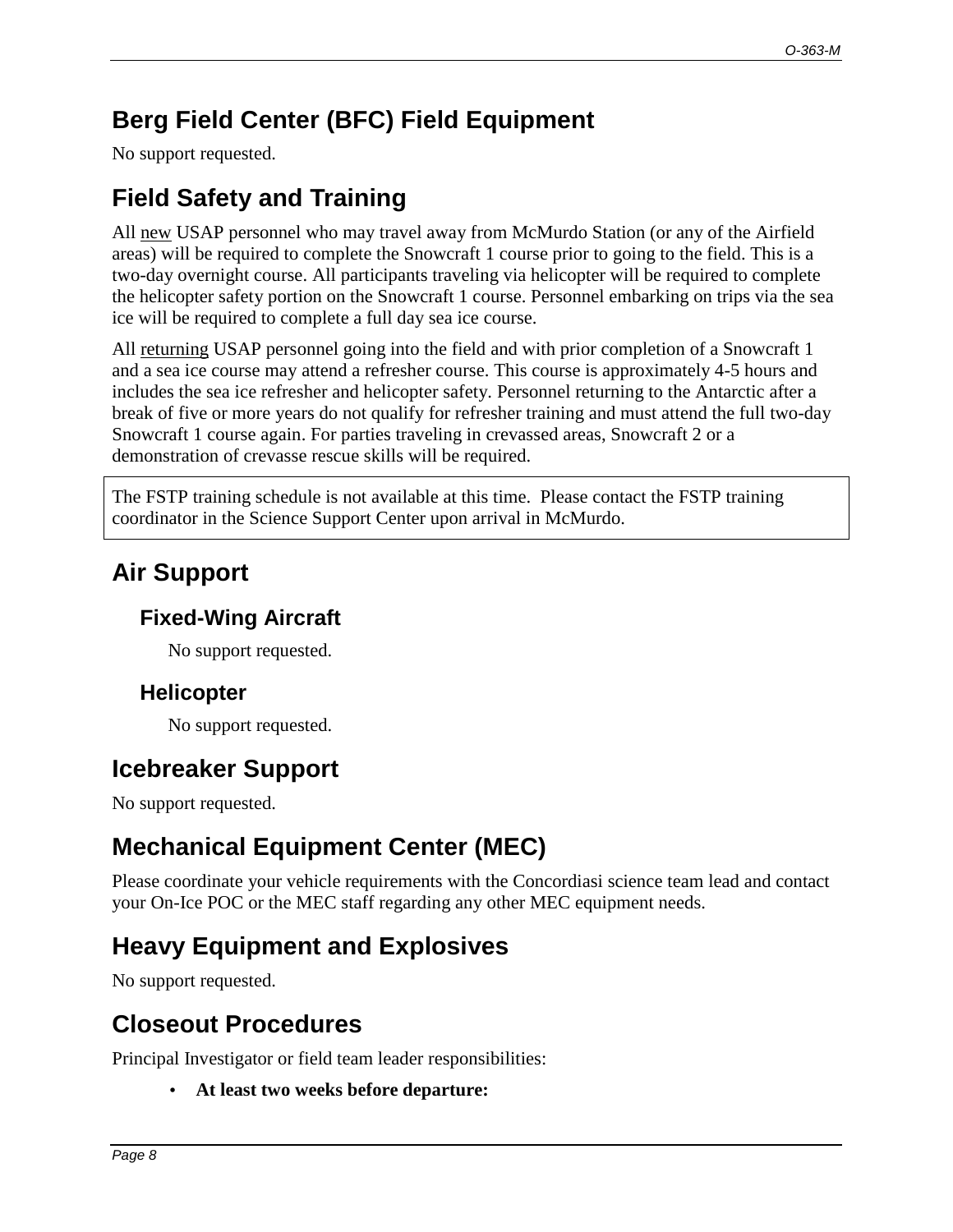## Berg Field Center (BFC) Field Equipment

No support requested.

## Field Safety and Training

All new USAP personnel who may travel away from McMurdo Station (or any of the Airfield areas) will be required to complete the Snowcraft 1 course prior to going to the field. This is a two-day overnight course. All participants traveling via helicopter will be required to complete the helicopter safety portion on the Snowcraft 1 course. Personnel embarking on trips via the sea ice will be required to complete a full day sea ice course.

All returning USAP personnel going into the field and with prior completion of a Snowcraft 1 and a sea ice course may attend a refresher course. This course is approximately 4-5 hours and includes the sea ice refresher and helicopter safety. Personnel returning to the Antarctic after a break of five or more years do not qualify for refresher training and must attend the full two-day Snowcraft 1 course again. For parties traveling in crevassed areas, Snowcraft 2 or a demonstration of crevasse rescue skills will be required.

The FSTP training schedule is not available at this time. Please contact the FSTP training coordinator in the Science Support Center upon arrival in McMurdo.

## Air Support

### Fixed-Wing Aircraft

No support requested.

### Helicopter

No support requested.

## Icebreaker Support

No support requested.

## Mechanical Equipment Center (MEC)

Please coordinate your vehicle requirements with the Concordiasi science team lead and contact your On-Ice POC or the MEC staff regarding any other MEC equipment needs.

## Heavy Equipment and Explosives

No support requested.

## Closeout Procedures

Principal Investigator or field team leader responsibilities:

- **At least two weeks before departure:**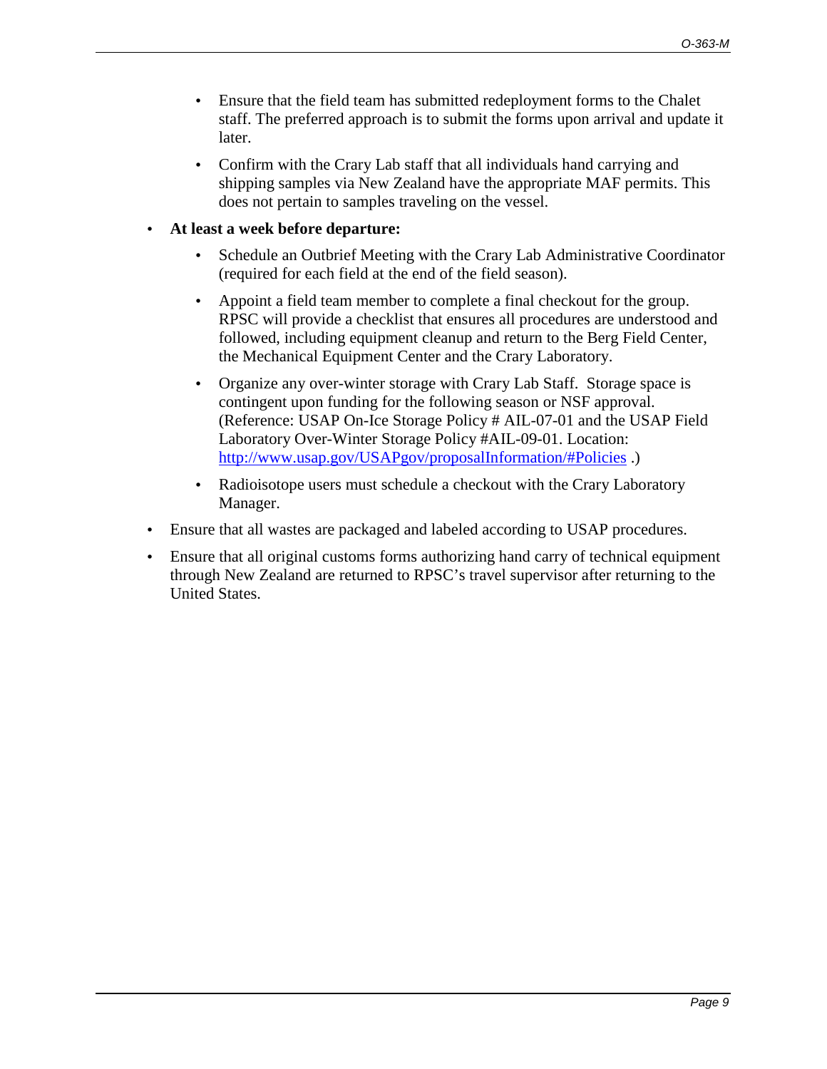- Ensure that the field team has submitted redeployment forms to the Chalet staff. The preferred approach is to submit the forms upon arrival and update it later.
    - Confirm with the Crary Lab staff that all individuals hand carrying and shipping samples via New Zealand have the appropriate MAF permits. This does not pertain to samples traveling on the vessel.
- **At least a week before departure:**
    - Schedule an Outbrief Meeting with the Crary Lab Administrative Coordinator (required for each field at the end of the field season).
    - Appoint a field team member to complete a final checkout for the group. RPSC will provide a checklist that ensures all procedures are understood and followed, including equipment cleanup and return to the Berg Field Center, the Mechanical Equipment Center and the Crary Laboratory.
    - Organize any over-winter storage with Crary Lab Staff. Storage space is contingent upon funding for the following season or NSF approval. (Reference: USAP On-Ice Storage Policy # AIL-07-01 and the USAP Field Laboratory Over-Winter Storage Policy #AIL-09-01. Location: [http://www.usap.gov/USAPgov/proposalInformation/#Policies](http://www.usap.gov/USAPgov/proposalInformation/#Policies) .)
    - Radioisotope users must schedule a checkout with the Crary Laboratory Manager.
- Ensure that all wastes are packaged and labeled according to USAP procedures.
- Ensure that all original customs forms authorizing hand carry of technical equipment through New Zealand are returned to RPSC's travel supervisor after returning to the United States.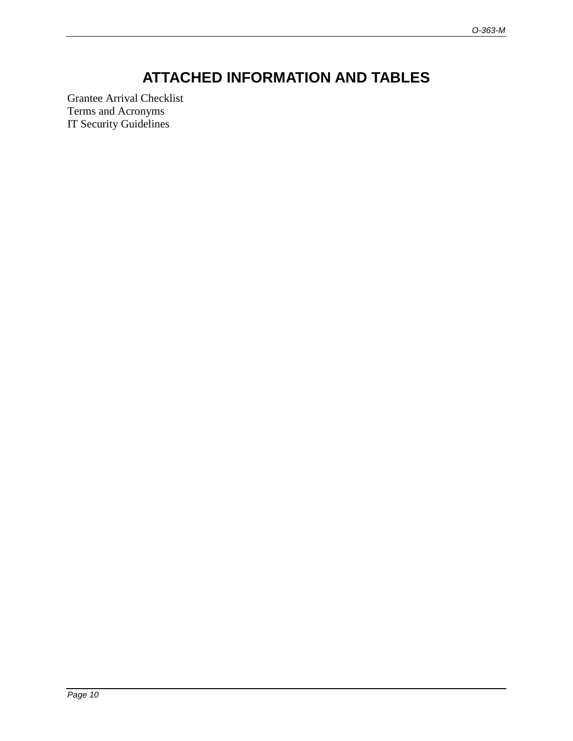# ATTACHED INFORMATION AND TABLES

Grantee Arrival Checklist
Terms and Acronyms
IT Security Guidelines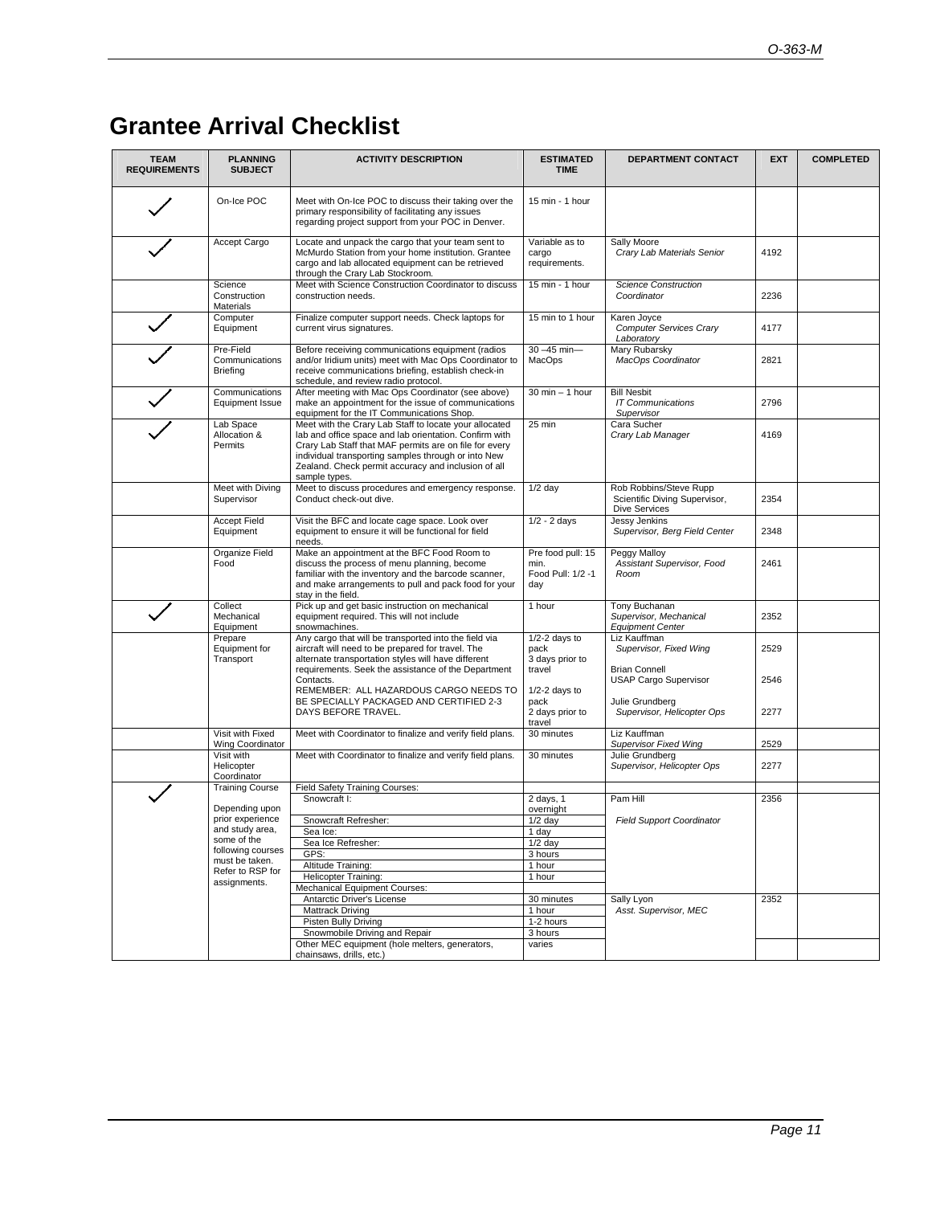# Grantee Arrival Checklist

| TEAM REQUIREMENTS | PLANNING SUBJECT | ACTIVITY DESCRIPTION | ESTIMATED TIME | DEPARTMENT CONTACT | EXT | COMPLETED |
|---|---|---|---|---|---|---|
| ✓ | On-Ice POC | Meet with On-Ice POC to discuss their taking over the primary responsibility of facilitating any issues regarding project support from your POC in Denver. | 15 min - 1 hour | | | |
| ✓ | Accept Cargo | Locate and unpack the cargo that your team sent to McMurdo Station from your home institution. Grantee cargo and lab allocated equipment can be retrieved through the Crary Lab Stockroom. | Variable as to cargo requirements. | Sally Moore *Crary Lab Materials Senior* | 4192 | |
| | Science Construction Materials | Meet with Science Construction Coordinator to discuss construction needs. | 15 min - 1 hour | *Science Construction Coordinator* | 2236 | |
| ✓ | Computer Equipment | Finalize computer support needs. Check laptops for current virus signatures. | 15 min to 1 hour | Karen Joyce *Computer Services Crary Laboratory* | 4177 | |
| ✓ | Pre-Field Communications Briefing | Before receiving communications equipment (radios and/or Iridium units) meet with Mac Ops Coordinator to receive communications briefing, establish check-in schedule, and review radio protocol. | 30 –45 min— MacOps | Mary Rubarsky *MacOps Coordinator* | 2821 | |
| ✓ | Communications Equipment Issue | After meeting with Mac Ops Coordinator (see above) make an appointment for the issue of communications equipment for the IT Communications Shop. | 30 min – 1 hour | Bill Nesbit *IT Communications Supervisor* | 2796 | |
| ✓ | Lab Space Allocation & Permits | Meet with the Crary Lab Staff to locate your allocated lab and office space and lab orientation. Confirm with Crary Lab Staff that MAF permits are on file for every individual transporting samples through or into New Zealand. Check permit accuracy and inclusion of all sample types. | 25 min | Cara Sucher *Crary Lab Manager* | 4169 | |
| | Meet with Diving Supervisor | Meet to discuss procedures and emergency response. Conduct check-out dive. | 1/2 day | Rob Robbins/Steve Rupp Scientific Diving Supervisor, Dive Services | 2354 | |
| | Accept Field Equipment | Visit the BFC and locate cage space. Look over equipment to ensure it will be functional for field needs. | 1/2 - 2 days | Jessy Jenkins *Supervisor, Berg Field Center* | 2348 | |
| | Organize Field Food | Make an appointment at the BFC Food Room to discuss the process of menu planning, become familiar with the inventory and the barcode scanner, and make arrangements to pull and pack food for your stay in the field. | Pre food pull: 15 min. Food Pull: 1/2 -1 day | Peggy Malloy *Assistant Supervisor, Food Room* | 2461 | |
| ✓ | Collect Mechanical Equipment | Pick up and get basic instruction on mechanical equipment required. This will not include snowmachines. | 1 hour | Tony Buchanan *Supervisor, Mechanical Equipment Center* | 2352 | |
| | Prepare Equipment for Transport | Any cargo that will be transported into the field via aircraft will need to be prepared for travel. The alternate transportation styles will have different requirements. Seek the assistance of the Department Contacts. REMEMBER: ALL HAZARDOUS CARGO NEEDS TO BE SPECIALLY PACKAGED AND CERTIFIED 2-3 DAYS BEFORE TRAVEL. | 1/2-2 days to pack 3 days prior to travel<br>1/2-2 days to pack 2 days prior to travel | Liz Kauffman *Supervisor, Fixed Wing*<br>Brian Connell USAP Cargo Supervisor<br>Julie Grundberg *Supervisor, Helicopter Ops* | 2529<br>2546<br>2277 | |
| | Visit with Fixed Wing Coordinator | Meet with Coordinator to finalize and verify field plans. | 30 minutes | Liz Kauffman *Supervisor Fixed Wing* | 2529 | |
| | Visit with Helicopter Coordinator | Meet with Coordinator to finalize and verify field plans. | 30 minutes | Julie Grundberg *Supervisor, Helicopter Ops* | 2277 | |
| ✓ | Training Course<br>Depending upon prior experience and study area, some of the following courses must be taken. Refer to RSP for assignments. | Field Safety Training Courses: | | | | |
| | | Snowcraft I: | 2 days, 1 overnight | Pam Hill *Field Support Coordinator* | 2356 | |
| | | Snowcraft Refresher: | 1/2 day | | | |
| | | Sea Ice: | 1 day | | | |
| | | Sea Ice Refresher: | 1/2 day | | | |
| | | GPS: | 3 hours | | | |
| | | Altitude Training: | 1 hour | | | |
| | | Helicopter Training: | 1 hour | | | |
| | | Mechanical Equipment Courses: | | | | |
| | | Antarctic Driver's License | 30 minutes | Sally Lyon *Asst. Supervisor, MEC* | 2352 | |
| | | Mattrack Driving | 1 hour | | | |
| | | Pisten Bully Driving | 1-2 hours | | | |
| | | Snowmobile Driving and Repair | 3 hours | | | |
| | | Other MEC equipment (hole melters, generators, chainsaws, drills, etc.) | varies | | | |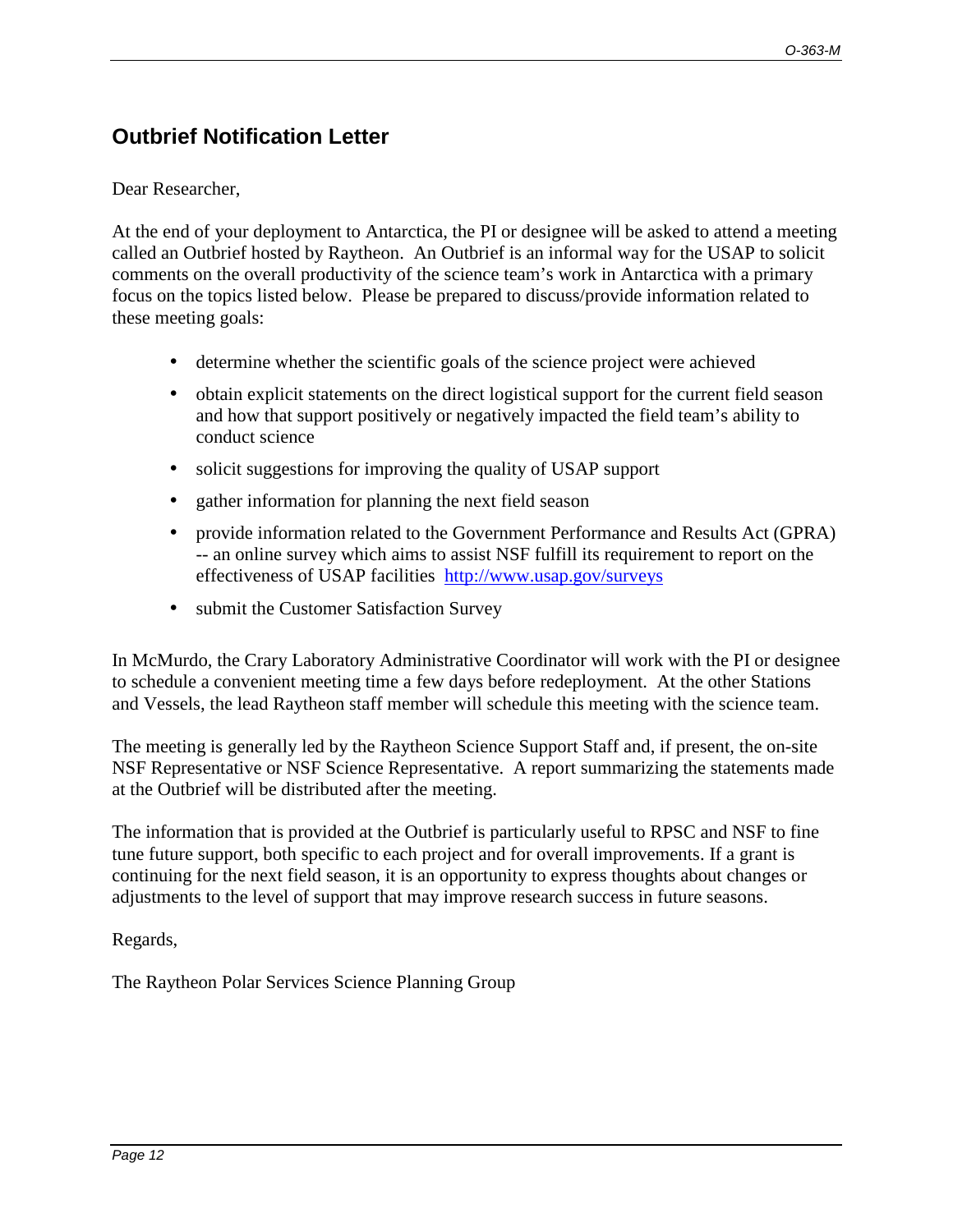## Outbrief Notification Letter

Dear Researcher,

At the end of your deployment to Antarctica, the PI or designee will be asked to attend a meeting called an Outbrief hosted by Raytheon. An Outbrief is an informal way for the USAP to solicit comments on the overall productivity of the science team's work in Antarctica with a primary focus on the topics listed below. Please be prepared to discuss/provide information related to these meeting goals:

- determine whether the scientific goals of the science project were achieved
- obtain explicit statements on the direct logistical support for the current field season and how that support positively or negatively impacted the field team's ability to conduct science
- solicit suggestions for improving the quality of USAP support
- gather information for planning the next field season
- provide information related to the Government Performance and Results Act (GPRA) -- an online survey which aims to assist NSF fulfill its requirement to report on the effectiveness of USAP facilities http://www.usap.gov/surveys
- submit the Customer Satisfaction Survey

In McMurdo, the Crary Laboratory Administrative Coordinator will work with the PI or designee to schedule a convenient meeting time a few days before redeployment. At the other Stations and Vessels, the lead Raytheon staff member will schedule this meeting with the science team.

The meeting is generally led by the Raytheon Science Support Staff and, if present, the on-site NSF Representative or NSF Science Representative. A report summarizing the statements made at the Outbrief will be distributed after the meeting.

The information that is provided at the Outbrief is particularly useful to RPSC and NSF to fine tune future support, both specific to each project and for overall improvements. If a grant is continuing for the next field season, it is an opportunity to express thoughts about changes or adjustments to the level of support that may improve research success in future seasons.

Regards,

The Raytheon Polar Services Science Planning Group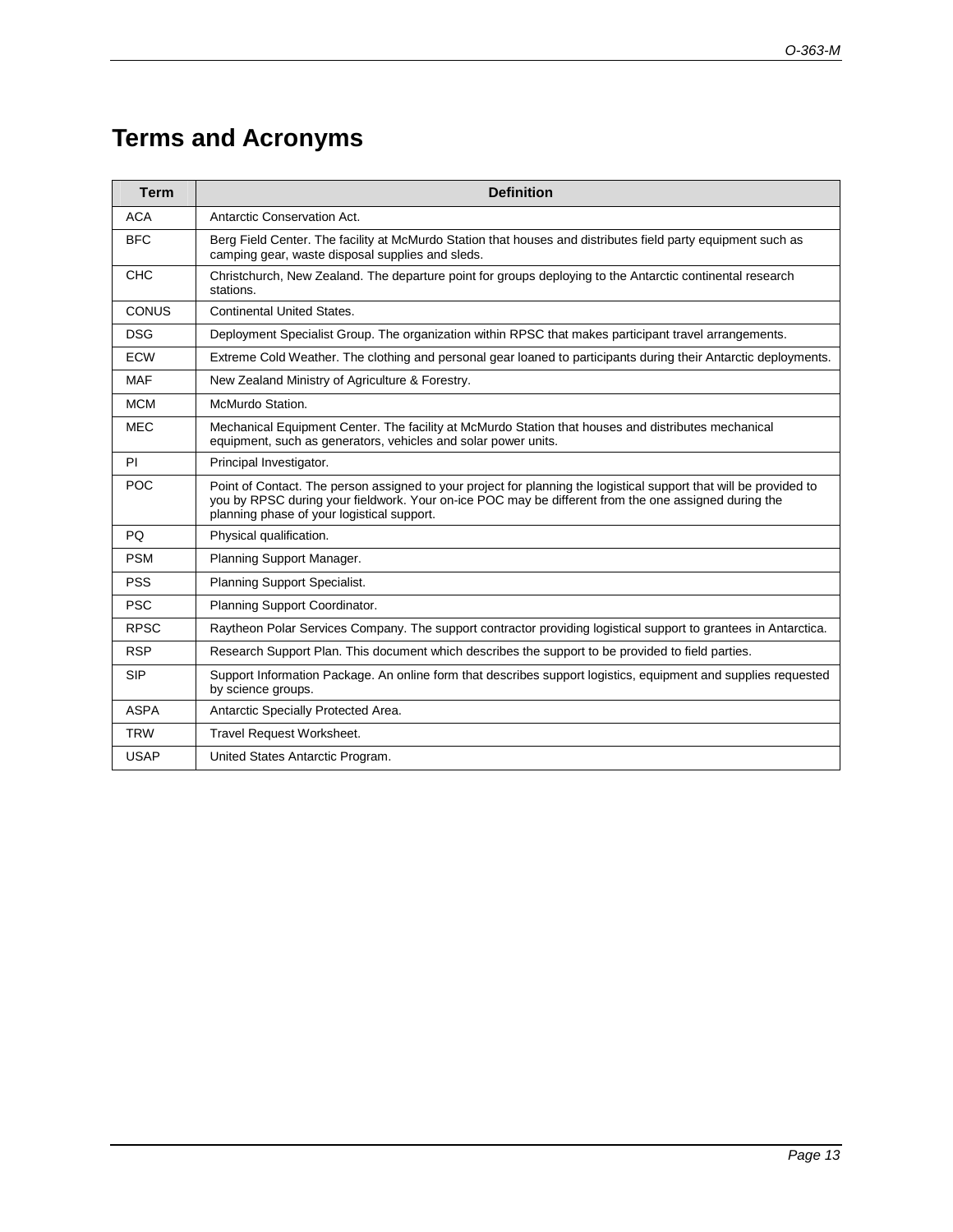# Terms and Acronyms

| Term | Definition |
|---|---|
| ACA | Antarctic Conservation Act. |
| BFC | Berg Field Center. The facility at McMurdo Station that houses and distributes field party equipment such as camping gear, waste disposal supplies and sleds. |
| CHC | Christchurch, New Zealand. The departure point for groups deploying to the Antarctic continental research stations. |
| CONUS | Continental United States. |
| DSG | Deployment Specialist Group. The organization within RPSC that makes participant travel arrangements. |
| ECW | Extreme Cold Weather. The clothing and personal gear loaned to participants during their Antarctic deployments. |
| MAF | New Zealand Ministry of Agriculture & Forestry. |
| MCM | McMurdo Station. |
| MEC | Mechanical Equipment Center. The facility at McMurdo Station that houses and distributes mechanical equipment, such as generators, vehicles and solar power units. |
| PI | Principal Investigator. |
| POC | Point of Contact. The person assigned to your project for planning the logistical support that will be provided to you by RPSC during your fieldwork. Your on-ice POC may be different from the one assigned during the planning phase of your logistical support. |
| PQ | Physical qualification. |
| PSM | Planning Support Manager. |
| PSS | Planning Support Specialist. |
| PSC | Planning Support Coordinator. |
| RPSC | Raytheon Polar Services Company. The support contractor providing logistical support to grantees in Antarctica. |
| RSP | Research Support Plan. This document which describes the support to be provided to field parties. |
| SIP | Support Information Package. An online form that describes support logistics, equipment and supplies requested by science groups. |
| ASPA | Antarctic Specially Protected Area. |
| TRW | Travel Request Worksheet. |
| USAP | United States Antarctic Program. |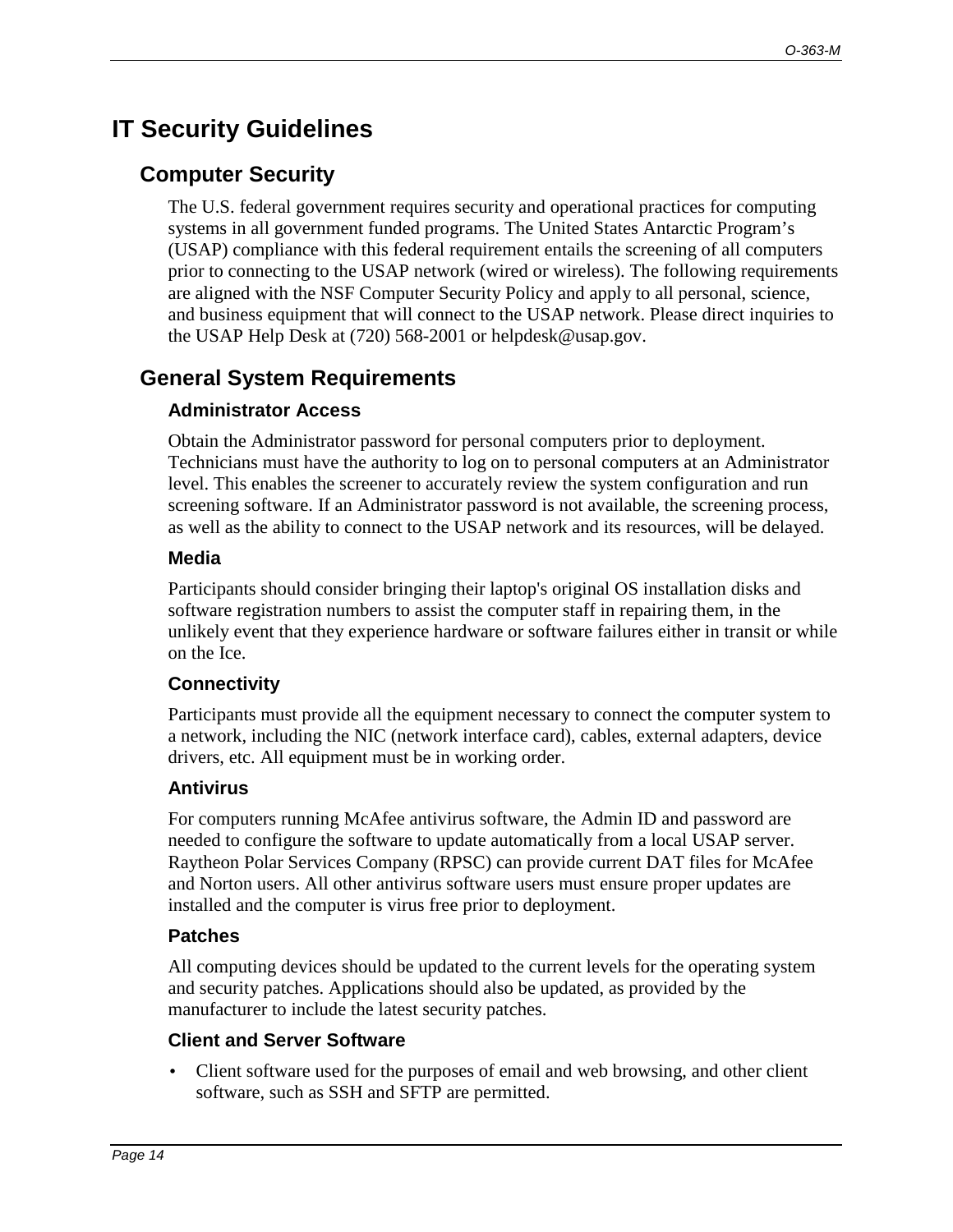# IT Security Guidelines

## Computer Security

The U.S. federal government requires security and operational practices for computing systems in all government funded programs. The United States Antarctic Program's (USAP) compliance with this federal requirement entails the screening of all computers prior to connecting to the USAP network (wired or wireless). The following requirements are aligned with the NSF Computer Security Policy and apply to all personal, science, and business equipment that will connect to the USAP network. Please direct inquiries to the USAP Help Desk at (720) 568-2001 or helpdesk@usap.gov.

## General System Requirements

### Administrator Access

Obtain the Administrator password for personal computers prior to deployment. Technicians must have the authority to log on to personal computers at an Administrator level. This enables the screener to accurately review the system configuration and run screening software. If an Administrator password is not available, the screening process, as well as the ability to connect to the USAP network and its resources, will be delayed.

### Media

Participants should consider bringing their laptop's original OS installation disks and software registration numbers to assist the computer staff in repairing them, in the unlikely event that they experience hardware or software failures either in transit or while on the Ice.

### Connectivity

Participants must provide all the equipment necessary to connect the computer system to a network, including the NIC (network interface card), cables, external adapters, device drivers, etc. All equipment must be in working order.

### Antivirus

For computers running McAfee antivirus software, the Admin ID and password are needed to configure the software to update automatically from a local USAP server. Raytheon Polar Services Company (RPSC) can provide current DAT files for McAfee and Norton users. All other antivirus software users must ensure proper updates are installed and the computer is virus free prior to deployment.

### Patches

All computing devices should be updated to the current levels for the operating system and security patches. Applications should also be updated, as provided by the manufacturer to include the latest security patches.

### Client and Server Software

- Client software used for the purposes of email and web browsing, and other client software, such as SSH and SFTP are permitted.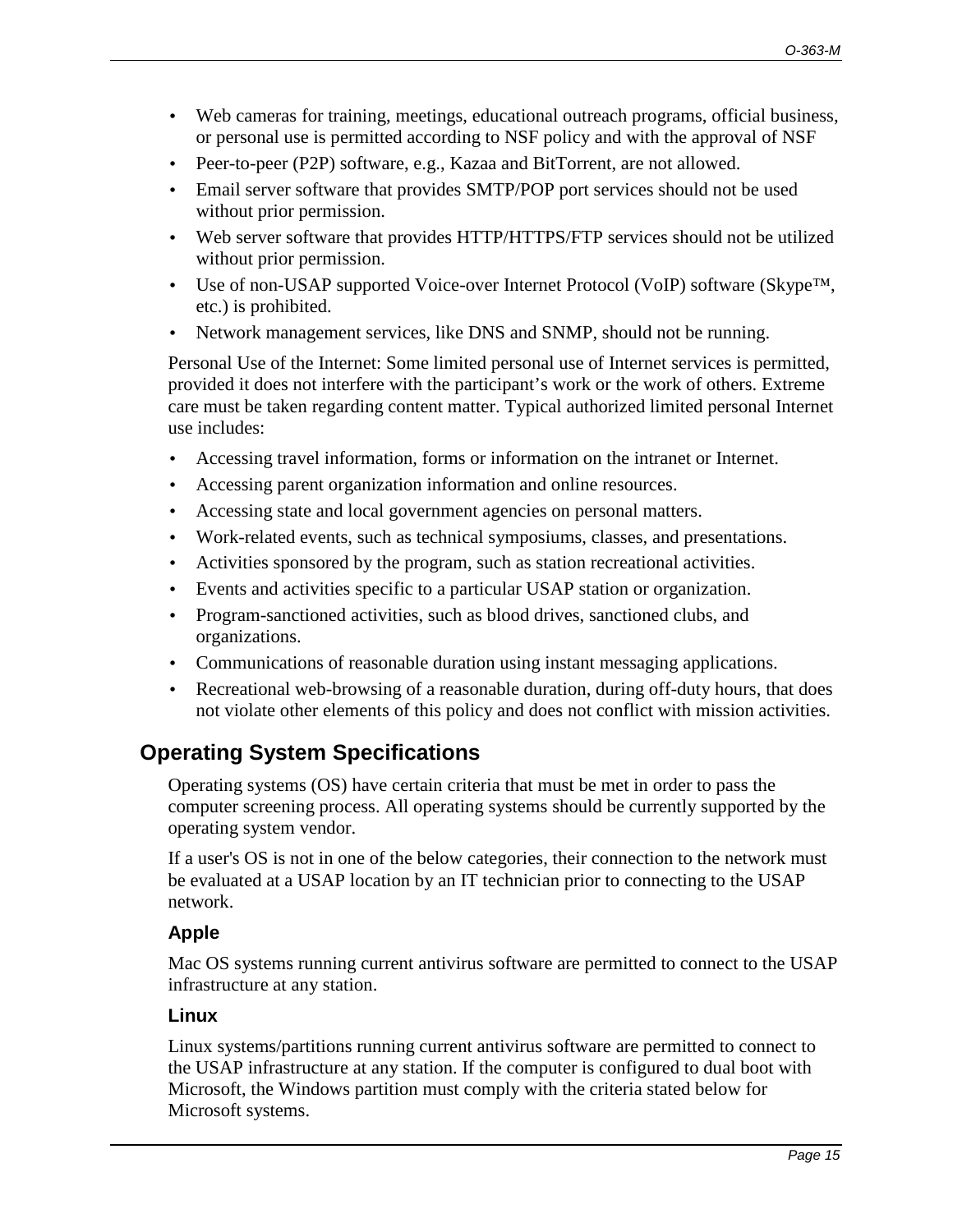- Web cameras for training, meetings, educational outreach programs, official business, or personal use is permitted according to NSF policy and with the approval of NSF
- Peer-to-peer (P2P) software, e.g., Kazaa and BitTorrent, are not allowed.
- Email server software that provides SMTP/POP port services should not be used without prior permission.
- Web server software that provides HTTP/HTTPS/FTP services should not be utilized without prior permission.
- Use of non-USAP supported Voice-over Internet Protocol (VoIP) software (Skype™, etc.) is prohibited.
- Network management services, like DNS and SNMP, should not be running.

Personal Use of the Internet: Some limited personal use of Internet services is permitted, provided it does not interfere with the participant's work or the work of others. Extreme care must be taken regarding content matter. Typical authorized limited personal Internet use includes:

- Accessing travel information, forms or information on the intranet or Internet.
- Accessing parent organization information and online resources.
- Accessing state and local government agencies on personal matters.
- Work-related events, such as technical symposiums, classes, and presentations.
- Activities sponsored by the program, such as station recreational activities.
- Events and activities specific to a particular USAP station or organization.
- Program-sanctioned activities, such as blood drives, sanctioned clubs, and organizations.
- Communications of reasonable duration using instant messaging applications.
- Recreational web-browsing of a reasonable duration, during off-duty hours, that does not violate other elements of this policy and does not conflict with mission activities.

## Operating System Specifications

Operating systems (OS) have certain criteria that must be met in order to pass the computer screening process. All operating systems should be currently supported by the operating system vendor.

If a user's OS is not in one of the below categories, their connection to the network must be evaluated at a USAP location by an IT technician prior to connecting to the USAP network.

### Apple

Mac OS systems running current antivirus software are permitted to connect to the USAP infrastructure at any station.

### Linux

Linux systems/partitions running current antivirus software are permitted to connect to the USAP infrastructure at any station. If the computer is configured to dual boot with Microsoft, the Windows partition must comply with the criteria stated below for Microsoft systems.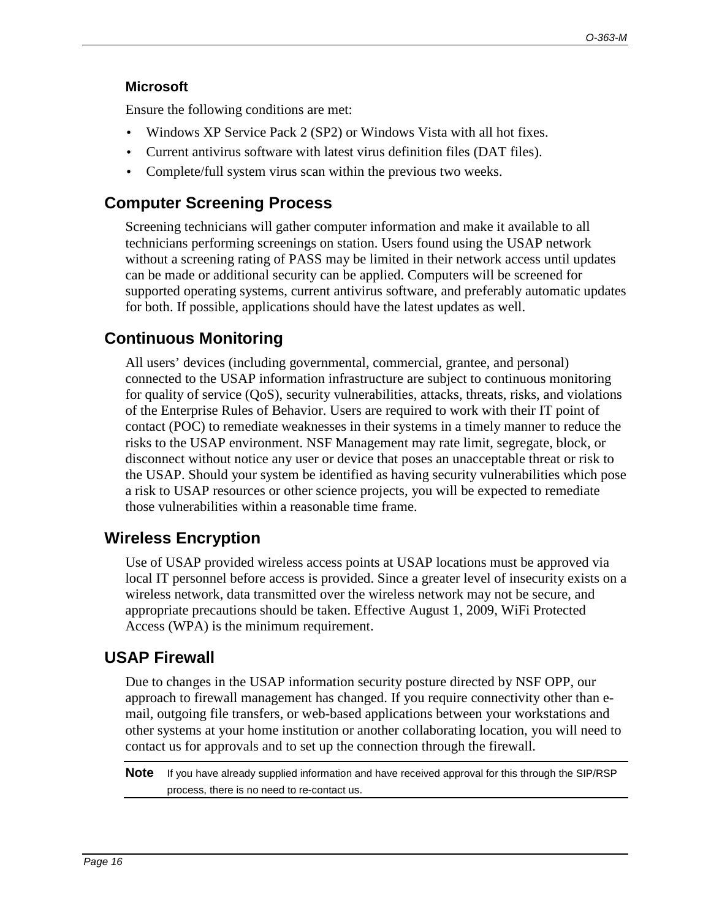### Microsoft

Ensure the following conditions are met:

- Windows XP Service Pack 2 (SP2) or Windows Vista with all hot fixes.
- Current antivirus software with latest virus definition files (DAT files).
- Complete/full system virus scan within the previous two weeks.

## Computer Screening Process

Screening technicians will gather computer information and make it available to all technicians performing screenings on station. Users found using the USAP network without a screening rating of PASS may be limited in their network access until updates can be made or additional security can be applied. Computers will be screened for supported operating systems, current antivirus software, and preferably automatic updates for both. If possible, applications should have the latest updates as well.

## Continuous Monitoring

All users' devices (including governmental, commercial, grantee, and personal) connected to the USAP information infrastructure are subject to continuous monitoring for quality of service (QoS), security vulnerabilities, attacks, threats, risks, and violations of the Enterprise Rules of Behavior. Users are required to work with their IT point of contact (POC) to remediate weaknesses in their systems in a timely manner to reduce the risks to the USAP environment. NSF Management may rate limit, segregate, block, or disconnect without notice any user or device that poses an unacceptable threat or risk to the USAP. Should your system be identified as having security vulnerabilities which pose a risk to USAP resources or other science projects, you will be expected to remediate those vulnerabilities within a reasonable time frame.

## Wireless Encryption

Use of USAP provided wireless access points at USAP locations must be approved via local IT personnel before access is provided. Since a greater level of insecurity exists on a wireless network, data transmitted over the wireless network may not be secure, and appropriate precautions should be taken. Effective August 1, 2009, WiFi Protected Access (WPA) is the minimum requirement.

## USAP Firewall

Due to changes in the USAP information security posture directed by NSF OPP, our approach to firewall management has changed. If you require connectivity other than e-mail, outgoing file transfers, or web-based applications between your workstations and other systems at your home institution or another collaborating location, you will need to contact us for approvals and to set up the connection through the firewall.

**Note** If you have already supplied information and have received approval for this through the SIP/RSP process, there is no need to re-contact us.